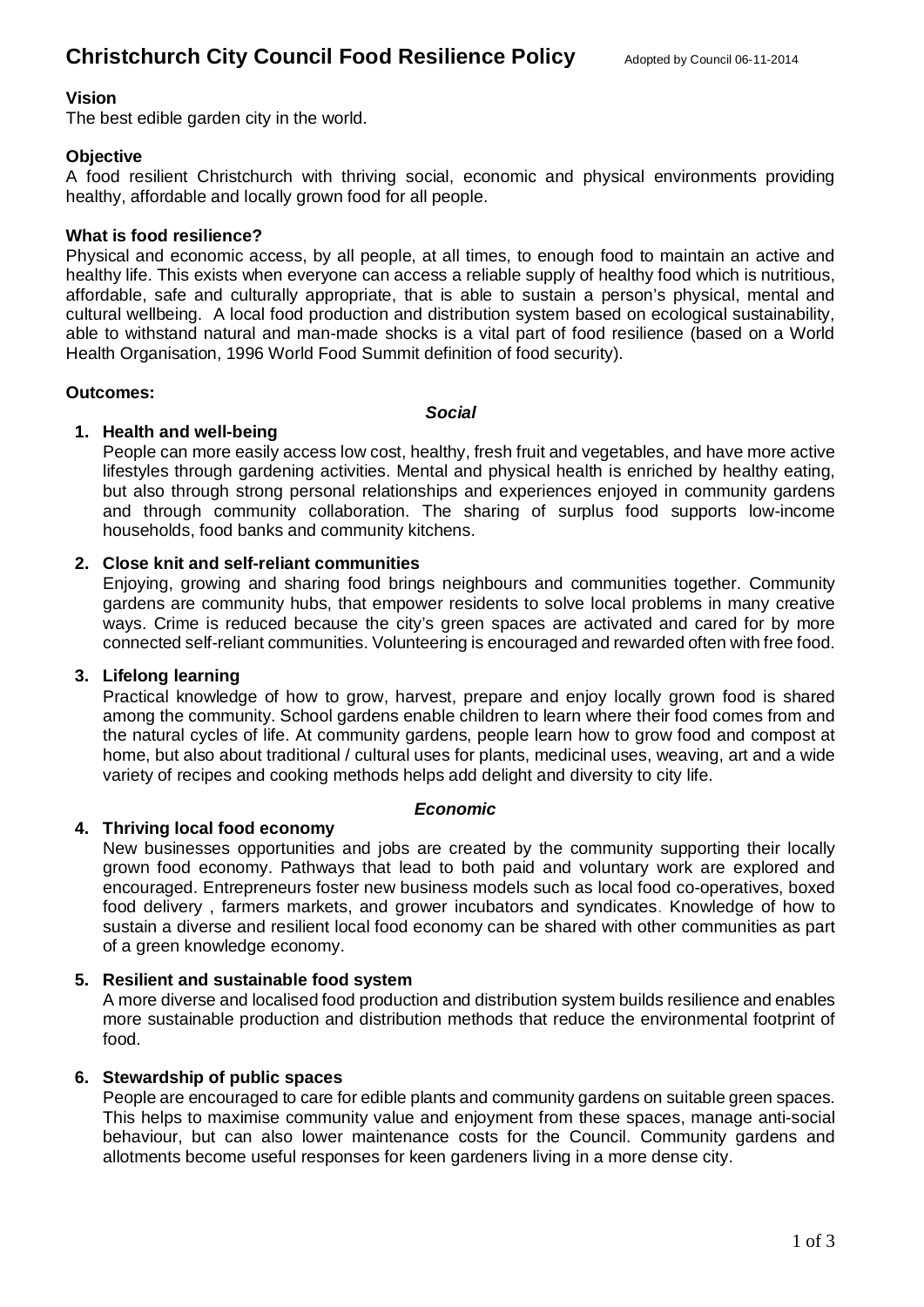# Christchurch City Council Food Resilience Policy

Adopted by Council 06-11-2014

**Vision**

The best edible garden city in the world.

**Objective**

A food resilient Christchurch with thriving social, economic and physical environments providing healthy, affordable and locally grown food for all people.

**What is food resilience?**

Physical and economic access, by all people, at all times, to enough food to maintain an active and healthy life. This exists when everyone can access a reliable supply of healthy food which is nutritious, affordable, safe and culturally appropriate, that is able to sustain a person's physical, mental and cultural wellbeing. A local food production and distribution system based on ecological sustainability, able to withstand natural and man-made shocks is a vital part of food resilience (based on a World Health Organisation, 1996 World Food Summit definition of food security).

**Outcomes:**

***Social***

1. **Health and well-being**
   People can more easily access low cost, healthy, fresh fruit and vegetables, and have more active lifestyles through gardening activities. Mental and physical health is enriched by healthy eating, but also through strong personal relationships and experiences enjoyed in community gardens and through community collaboration. The sharing of surplus food supports low-income households, food banks and community kitchens.

2. **Close knit and self-reliant communities**
   Enjoying, growing and sharing food brings neighbours and communities together. Community gardens are community hubs, that empower residents to solve local problems in many creative ways. Crime is reduced because the city's green spaces are activated and cared for by more connected self-reliant communities. Volunteering is encouraged and rewarded often with free food.

3. **Lifelong learning**
   Practical knowledge of how to grow, harvest, prepare and enjoy locally grown food is shared among the community. School gardens enable children to learn where their food comes from and the natural cycles of life. At community gardens, people learn how to grow food and compost at home, but also about traditional / cultural uses for plants, medicinal uses, weaving, art and a wide variety of recipes and cooking methods helps add delight and diversity to city life.

***Economic***

4. **Thriving local food economy**
   New businesses opportunities and jobs are created by the community supporting their locally grown food economy. Pathways that lead to both paid and voluntary work are explored and encouraged. Entrepreneurs foster new business models such as local food co-operatives, boxed food delivery , farmers markets, and grower incubators and syndicates. Knowledge of how to sustain a diverse and resilient local food economy can be shared with other communities as part of a green knowledge economy.

5. **Resilient and sustainable food system**
   A more diverse and localised food production and distribution system builds resilience and enables more sustainable production and distribution methods that reduce the environmental footprint of food.

6. **Stewardship of public spaces**
   People are encouraged to care for edible plants and community gardens on suitable green spaces. This helps to maximise community value and enjoyment from these spaces, manage anti-social behaviour, but can also lower maintenance costs for the Council. Community gardens and allotments become useful responses for keen gardeners living in a more dense city.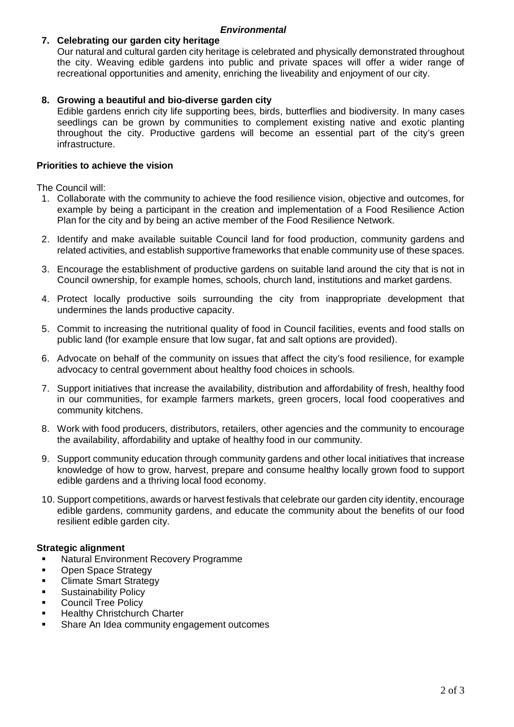***Environmental***

**7. Celebrating our garden city heritage**

Our natural and cultural garden city heritage is celebrated and physically demonstrated throughout the city. Weaving edible gardens into public and private spaces will offer a wider range of recreational opportunities and amenity, enriching the liveability and enjoyment of our city.

**8. Growing a beautiful and bio-diverse garden city**

Edible gardens enrich city life supporting bees, birds, butterflies and biodiversity. In many cases seedlings can be grown by communities to complement existing native and exotic planting throughout the city. Productive gardens will become an essential part of the city's green infrastructure.

**Priorities to achieve the vision**

The Council will:

1. Collaborate with the community to achieve the food resilience vision, objective and outcomes, for example by being a participant in the creation and implementation of a Food Resilience Action Plan for the city and by being an active member of the Food Resilience Network.
2. Identify and make available suitable Council land for food production, community gardens and related activities, and establish supportive frameworks that enable community use of these spaces.
3. Encourage the establishment of productive gardens on suitable land around the city that is not in Council ownership, for example homes, schools, church land, institutions and market gardens.
4. Protect locally productive soils surrounding the city from inappropriate development that undermines the lands productive capacity.
5. Commit to increasing the nutritional quality of food in Council facilities, events and food stalls on public land (for example ensure that low sugar, fat and salt options are provided).
6. Advocate on behalf of the community on issues that affect the city's food resilience, for example advocacy to central government about healthy food choices in schools.
7. Support initiatives that increase the availability, distribution and affordability of fresh, healthy food in our communities, for example farmers markets, green grocers, local food cooperatives and community kitchens.
8. Work with food producers, distributors, retailers, other agencies and the community to encourage the availability, affordability and uptake of healthy food in our community.
9. Support community education through community gardens and other local initiatives that increase knowledge of how to grow, harvest, prepare and consume healthy locally grown food to support edible gardens and a thriving local food economy.
10. Support competitions, awards or harvest festivals that celebrate our garden city identity, encourage edible gardens, community gardens, and educate the community about the benefits of our food resilient edible garden city.

**Strategic alignment**

- Natural Environment Recovery Programme
- Open Space Strategy
- Climate Smart Strategy
- Sustainability Policy
- Council Tree Policy
- Healthy Christchurch Charter
- Share An Idea community engagement outcomes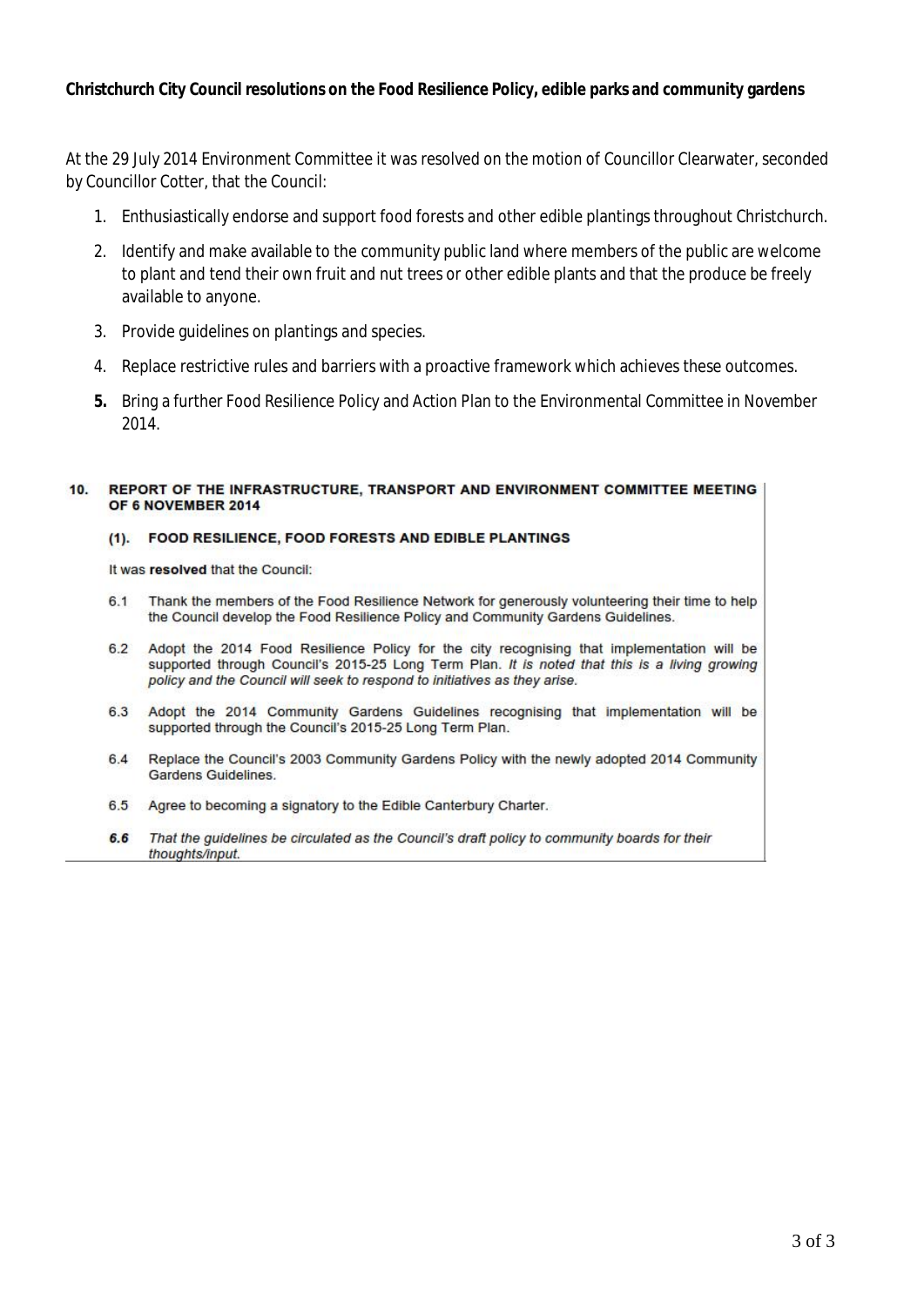**Christchurch City Council resolutions on the Food Resilience Policy, edible parks and community gardens**

At the 29 July 2014 Environment Committee it was resolved on the motion of Councillor Clearwater, seconded by Councillor Cotter, that the Council:

1. Enthusiastically endorse and support food forests and other edible plantings throughout Christchurch.
2. Identify and make available to the community public land where members of the public are welcome to plant and tend their own fruit and nut trees or other edible plants and that the produce be freely available to anyone.
3. Provide guidelines on plantings and species.
4. Replace restrictive rules and barriers with a proactive framework which achieves these outcomes.
5. Bring a further Food Resilience Policy and Action Plan to the Environmental Committee in November 2014.

**10. REPORT OF THE INFRASTRUCTURE, TRANSPORT AND ENVIRONMENT COMMITTEE MEETING OF 6 NOVEMBER 2014**

**(1). FOOD RESILIENCE, FOOD FORESTS AND EDIBLE PLANTINGS**

It was **resolved** that the Council:

6.1 Thank the members of the Food Resilience Network for generously volunteering their time to help the Council develop the Food Resilience Policy and Community Gardens Guidelines.

6.2 Adopt the 2014 Food Resilience Policy for the city recognising that implementation will be supported through Council's 2015-25 Long Term Plan. *It is noted that this is a living growing policy and the Council will seek to respond to initiatives as they arise.*

6.3 Adopt the 2014 Community Gardens Guidelines recognising that implementation will be supported through the Council's 2015-25 Long Term Plan.

6.4 Replace the Council's 2003 Community Gardens Policy with the newly adopted 2014 Community Gardens Guidelines.

6.5 Agree to becoming a signatory to the Edible Canterbury Charter.

***6.6*** *That the guidelines be circulated as the Council's draft policy to community boards for their thoughts/input.*